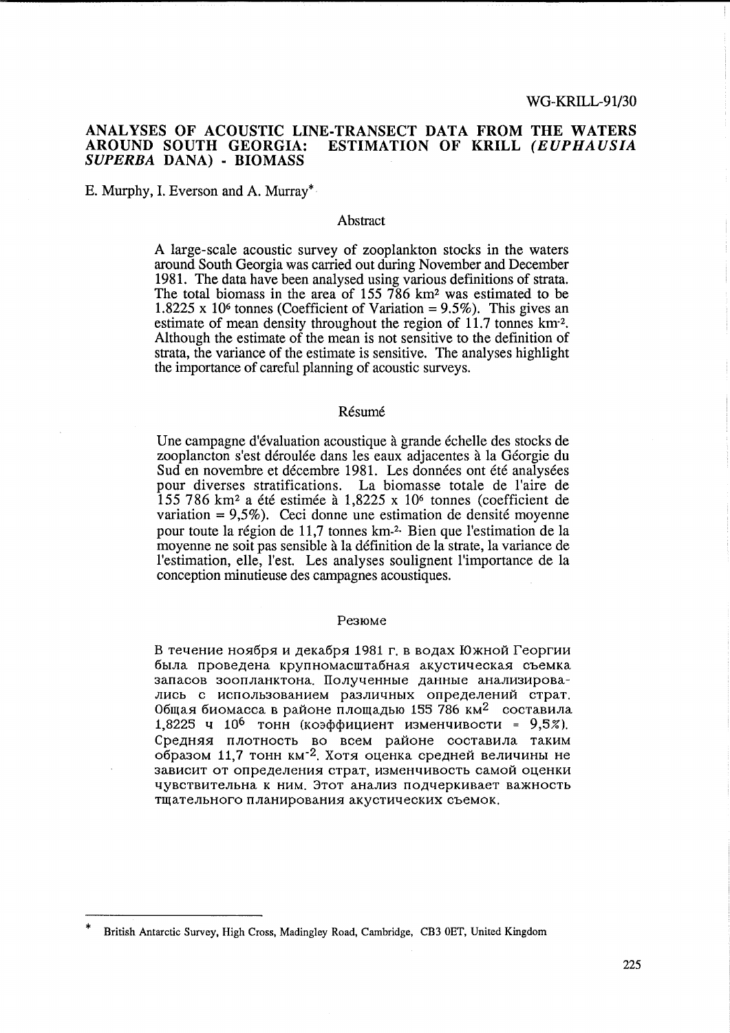WG-KRILL-91/30

# ANALYSES OF ACOUSTIC LINE-TRANSECT DATA FROM THE WATERS AROUND SOUTH GEORGIA: ESTIMATION OF KRILL (*EUPHAUSIA SUPERBA* DANA) - BIOMASS

E. Murphy, I. Everson and A. Murray*

## Abstract

A large-scale acoustic survey of zooplankton stocks in the waters around South Georgia was carried out during November and December 1981. The data have been analysed using various definitions of strata. The total biomass in the area of 155 786 km$^2$ was estimated to be 1.8225 x 10$^6$ tonnes (Coefficient of Variation = 9.5%). This gives an estimate of mean density throughout the region of 11.7 tonnes km$^{-2}$. Although the estimate of the mean is not sensitive to the definition of strata, the variance of the estimate is sensitive. The analyses highlight the importance of careful planning of acoustic surveys.

## Résumé

Une campagne d'évaluation acoustique à grande échelle des stocks de zooplancton s'est déroulée dans les eaux adjacentes à la Géorgie du Sud en novembre et décembre 1981. Les données ont été analysées pour diverses stratifications. La biomasse totale de l'aire de 155 786 km$^2$ a été estimée à 1,8225 x 10$^6$ tonnes (coefficient de variation = 9,5%). Ceci donne une estimation de densité moyenne pour toute la région de 11,7 tonnes km$^{-2}$. Bien que l'estimation de la moyenne ne soit pas sensible à la définition de la strate, la variance de l'estimation, elle, l'est. Les analyses soulignent l'importance de la conception minutieuse des campagnes acoustiques.

## Резюме

В течение ноября и декабря 1981 г. в водах Южной Георгии была проведена крупномасштабная акустическая съемка запасов зоопланктона. Полученные данные анализировались с использованием различных определений страт. Общая биомасса в районе площадью 155 786 км$^2$ составила 1,8225 ч 10$^6$ тонн (коэффициент изменчивости = 9,5%). Средняя плотность во всем районе составила таким образом 11,7 тонн км$^{-2}$. Хотя оценка средней величины не зависит от определения страт, изменчивость самой оценки чувствительна к ним. Этот анализ подчеркивает важность тщательного планирования акустических съемок.

---

\* British Antarctic Survey, High Cross, Madingley Road, Cambridge, CB3 0ET, United Kingdom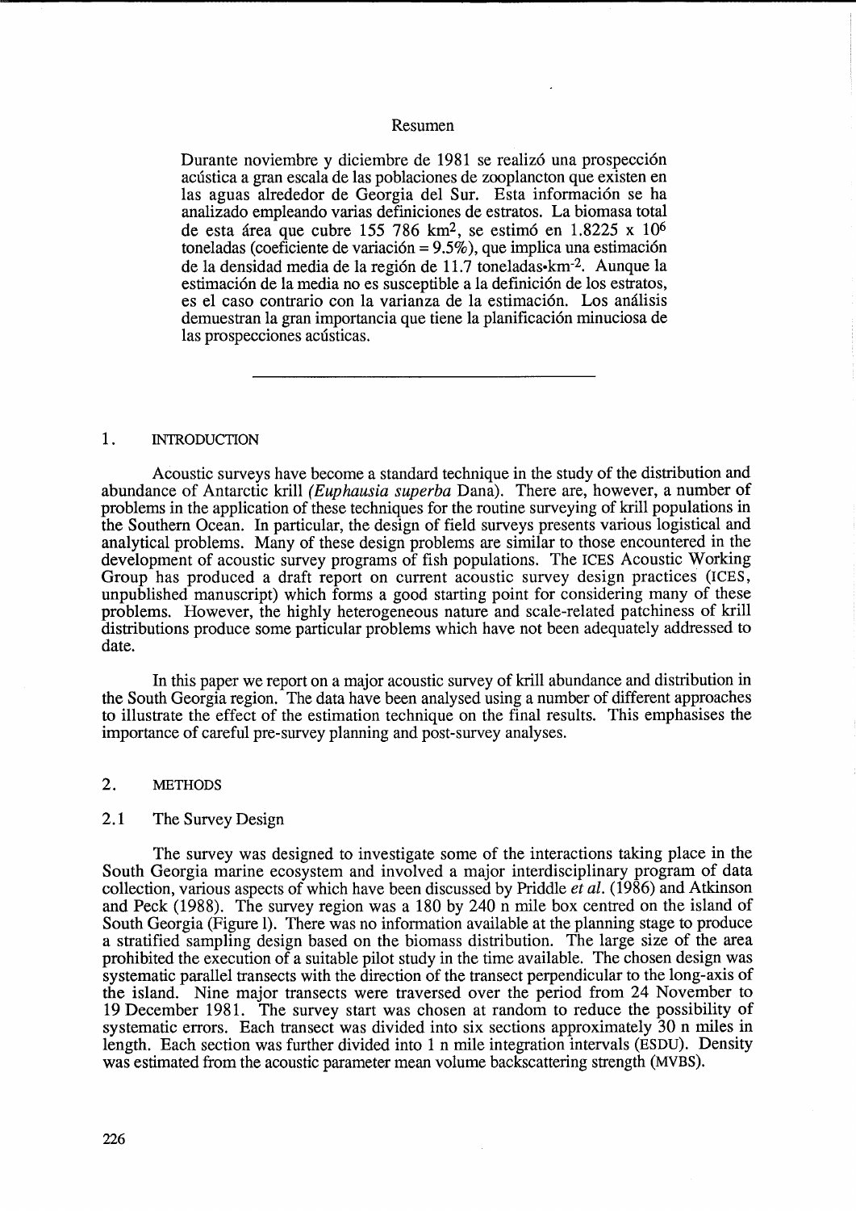## Resumen

Durante noviembre y diciembre de 1981 se realizó una prospección acústica a gran escala de las poblaciones de zooplancton que existen en las aguas alrededor de Georgia del Sur. Esta información se ha analizado empleando varias definiciones de estratos. La biomasa total de esta área que cubre 155 786 km$^2$, se estimó en 1.8225 x $10^6$ toneladas (coeficiente de variación = 9.5%), que implica una estimación de la densidad media de la región de 11.7 toneladas•km$^{-2}$. Aunque la estimación de la media no es susceptible a la definición de los estratos, es el caso contrario con la varianza de la estimación. Los análisis demuestran la gran importancia que tiene la planificación minuciosa de las prospecciones acústicas.

---

## 1. INTRODUCTION

Acoustic surveys have become a standard technique in the study of the distribution and abundance of Antarctic krill *(Euphausia superba* Dana). There are, however, a number of problems in the application of these techniques for the routine surveying of krill populations in the Southern Ocean. In particular, the design of field surveys presents various logistical and analytical problems. Many of these design problems are similar to those encountered in the development of acoustic survey programs of fish populations. The ICES Acoustic Working Group has produced a draft report on current acoustic survey design practices (ICES, unpublished manuscript) which forms a good starting point for considering many of these problems. However, the highly heterogeneous nature and scale-related patchiness of krill distributions produce some particular problems which have not been adequately addressed to date.

In this paper we report on a major acoustic survey of krill abundance and distribution in the South Georgia region. The data have been analysed using a number of different approaches to illustrate the effect of the estimation technique on the final results. This emphasises the importance of careful pre-survey planning and post-survey analyses.

## 2. METHODS

### 2.1 The Survey Design

The survey was designed to investigate some of the interactions taking place in the South Georgia marine ecosystem and involved a major interdisciplinary program of data collection, various aspects of which have been discussed by Priddle *et al.* (1986) and Atkinson and Peck (1988). The survey region was a 180 by 240 n mile box centred on the island of South Georgia (Figure l). There was no information available at the planning stage to produce a stratified sampling design based on the biomass distribution. The large size of the area prohibited the execution of a suitable pilot study in the time available. The chosen design was systematic parallel transects with the direction of the transect perpendicular to the long-axis of the island. Nine major transects were traversed over the period from 24 November to 19 December 1981. The survey start was chosen at random to reduce the possibility of systematic errors. Each transect was divided into six sections approximately 30 n miles in length. Each section was further divided into 1 n mile integration intervals (ESDU). Density was estimated from the acoustic parameter mean volume backscattering strength (MVBS).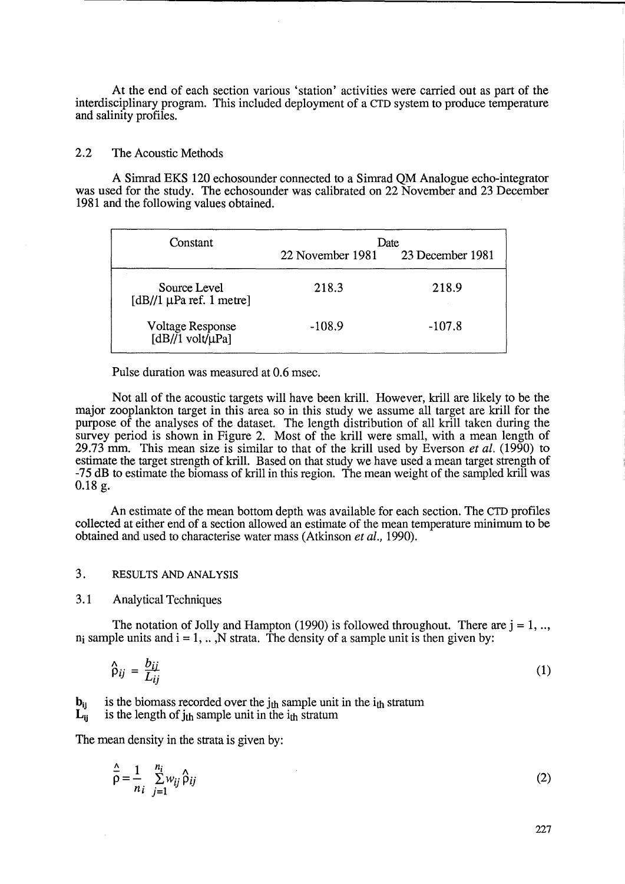At the end of each section various 'station' activities were carried out as part of the interdisciplinary program. This included deployment of a CTD system to produce temperature and salinity profiles.

## 2.2 The Acoustic Methods

A Simrad EKS 120 echosounder connected to a Simrad QM Analogue echo-integrator was used for the study. The echosounder was calibrated on 22 November and 23 December 1981 and the following values obtained.

| Constant | Date | |
|---|---|---|
| | 22 November 1981 | 23 December 1981 |
| Source Level [dB//1 μPa ref. 1 metre] | 218.3 | 218.9 |
| Voltage Response [dB//1 volt/μPa] | -108.9 | -107.8 |

Pulse duration was measured at 0.6 msec.

Not all of the acoustic targets will have been krill. However, krill are likely to be the major zooplankton target in this area so in this study we assume all target are krill for the purpose of the analyses of the dataset. The length distribution of all krill taken during the survey period is shown in Figure 2. Most of the krill were small, with a mean length of 29.73 mm. This mean size is similar to that of the krill used by Everson *et al.* (1990) to estimate the target strength of krill. Based on that study we have used a mean target strength of -75 dB to estimate the biomass of krill in this region. The mean weight of the sampled krill was 0.18 g.

An estimate of the mean bottom depth was available for each section. The CTD profiles collected at either end of a section allowed an estimate of the mean temperature minimum to be obtained and used to characterise water mass (Atkinson *et al.*, 1990).

# 3. RESULTS AND ANALYSIS

## 3.1 Analytical Techniques

The notation of Jolly and Hampton (1990) is followed throughout. There are $j = 1, .., n_i$ sample units and $i = 1, .. ,N$ strata. The density of a sample unit is then given by:

$$\hat{\rho}_{ij} = \frac{b_{ij}}{L_{ij}} \tag{1}$$

$\mathbf{b}_{ij}$ is the biomass recorded over the $j_{th}$ sample unit in the $i_{th}$ stratum
$\mathbf{L}_{ij}$ is the length of $j_{th}$ sample unit in the $i_{th}$ stratum

The mean density in the strata is given by:

$$\hat{\bar{\rho}} = \frac{1}{n_i} \sum_{j=1}^{n_i} w_{ij} \hat{\rho}_{ij} \tag{2}$$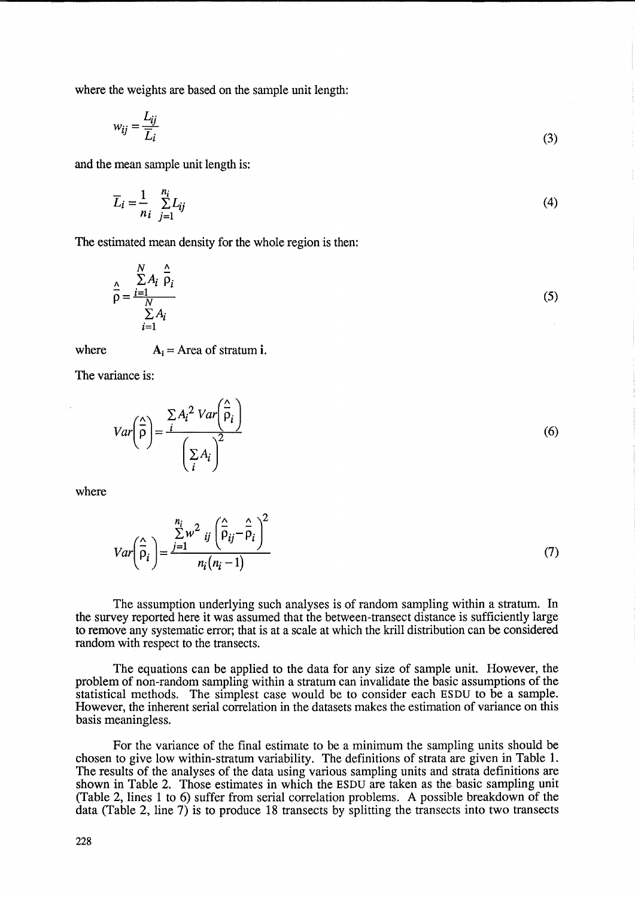where the weights are based on the sample unit length:

$$w_{ij} = \frac{L_{ij}}{\overline{L}_i} \tag{3}$$

and the mean sample unit length is:

$$\overline{L}_i = \frac{1}{n_i} \sum_{j=1}^{n_i} L_{ij} \tag{4}$$

The estimated mean density for the whole region is then:

$$\hat{\overline{\rho}} = \frac{\sum_{i=1}^{N} A_i \hat{\overline{\rho}}_i}{\sum_{i=1}^{N} A_i} \tag{5}$$

where $A_i$ = Area of stratum **i**.

The variance is:

$$Var\left(\hat{\overline{\rho}}\right) = \frac{\sum_i A_i^2 \, Var\left(\hat{\overline{\rho}}_i\right)}{\left(\sum_i A_i\right)^2} \tag{6}$$

where

$$Var\left(\hat{\overline{\rho}}_i\right) = \frac{\sum_{j=1}^{n_i} w^2{}_{ij} \left(\hat{\rho}_{ij} - \hat{\overline{\rho}}_i\right)^2}{n_i(n_i - 1)} \tag{7}$$

The assumption underlying such analyses is of random sampling within a stratum. In the survey reported here it was assumed that the between-transect distance is sufficiently large to remove any systematic error; that is at a scale at which the krill distribution can be considered random with respect to the transects.

The equations can be applied to the data for any size of sample unit. However, the problem of non-random sampling within a stratum can invalidate the basic assumptions of the statistical methods. The simplest case would be to consider each ESDU to be a sample. However, the inherent serial correlation in the datasets makes the estimation of variance on this basis meaningless.

For the variance of the final estimate to be a minimum the sampling units should be chosen to give low within-stratum variability. The definitions of strata are given in Table 1. The results of the analyses of the data using various sampling units and strata definitions are shown in Table 2. Those estimates in which the ESDU are taken as the basic sampling unit (Table 2, lines 1 to 6) suffer from serial correlation problems. A possible breakdown of the data (Table 2, line 7) is to produce 18 transects by splitting the transects into two transects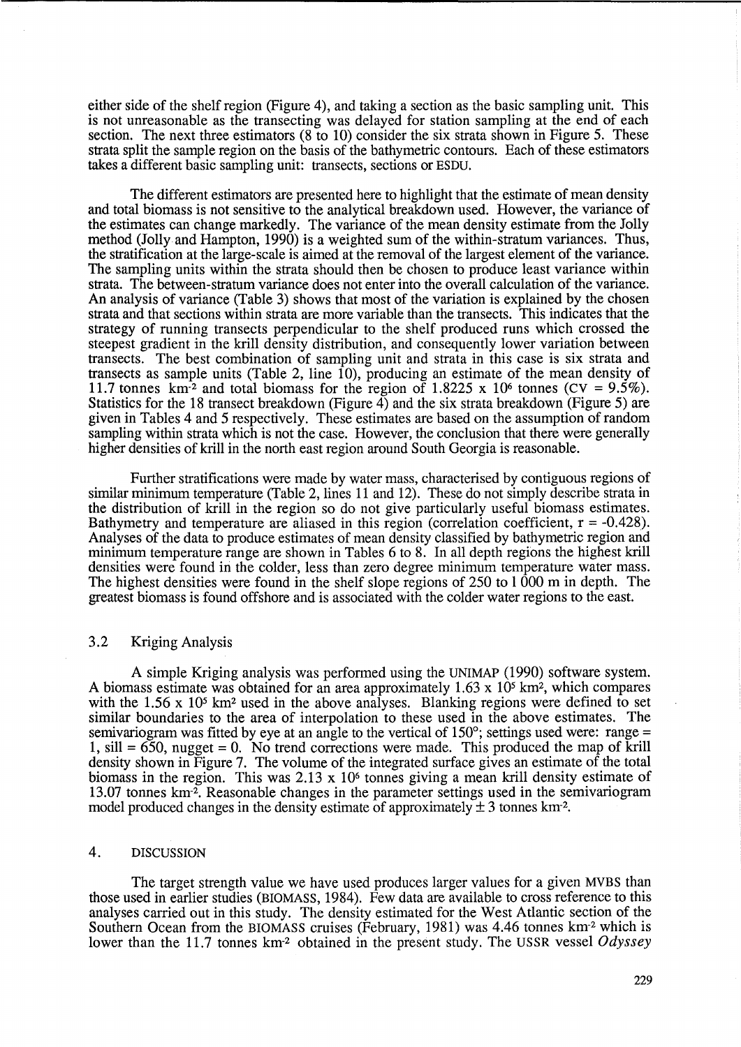either side of the shelf region (Figure 4), and taking a section as the basic sampling unit. This is not unreasonable as the transecting was delayed for station sampling at the end of each section. The next three estimators (8 to 10) consider the six strata shown in Figure 5. These strata split the sample region on the basis of the bathymetric contours. Each of these estimators takes a different basic sampling unit: transects, sections or ESDU.

The different estimators are presented here to highlight that the estimate of mean density and total biomass is not sensitive to the analytical breakdown used. However, the variance of the estimates can change markedly. The variance of the mean density estimate from the Jolly method (Jolly and Hampton, 1990) is a weighted sum of the within-stratum variances. Thus, the stratification at the large-scale is aimed at the removal of the largest element of the variance. The sampling units within the strata should then be chosen to produce least variance within strata. The between-stratum variance does not enter into the overall calculation of the variance. An analysis of variance (Table 3) shows that most of the variation is explained by the chosen strata and that sections within strata are more variable than the transects. This indicates that the strategy of running transects perpendicular to the shelf produced runs which crossed the steepest gradient in the krill density distribution, and consequently lower variation between transects. The best combination of sampling unit and strata in this case is six strata and transects as sample units (Table 2, line 10), producing an estimate of the mean density of 11.7 tonnes km$^{-2}$ and total biomass for the region of 1.8225 x $10^6$ tonnes (CV = 9.5%). Statistics for the 18 transect breakdown (Figure 4) and the six strata breakdown (Figure 5) are given in Tables 4 and 5 respectively. These estimates are based on the assumption of random sampling within strata which is not the case. However, the conclusion that there were generally higher densities of krill in the north east region around South Georgia is reasonable.

Further stratifications were made by water mass, characterised by contiguous regions of similar minimum temperature (Table 2, lines 11 and 12). These do not simply describe strata in the distribution of krill in the region so do not give particularly useful biomass estimates. Bathymetry and temperature are aliased in this region (correlation coefficient, $r = -0.428$). Analyses of the data to produce estimates of mean density classified by bathymetric region and minimum temperature range are shown in Tables 6 to 8. In all depth regions the highest krill densities were found in the colder, less than zero degree minimum temperature water mass. The highest densities were found in the shelf slope regions of 250 to 1 000 m in depth. The greatest biomass is found offshore and is associated with the colder water regions to the east.

### 3.2 Kriging Analysis

A simple Kriging analysis was performed using the UNIMAP (1990) software system. A biomass estimate was obtained for an area approximately 1.63 x $10^5$ km$^2$, which compares with the 1.56 x $10^5$ km$^2$ used in the above analyses. Blanking regions were defined to set similar boundaries to the area of interpolation to these used in the above estimates. The semivariogram was fitted by eye at an angle to the vertical of 150°; settings used were: range = 1, sill = 650, nugget = 0. No trend corrections were made. This produced the map of krill density shown in Figure 7. The volume of the integrated surface gives an estimate of the total biomass in the region. This was 2.13 x $10^6$ tonnes giving a mean krill density estimate of 13.07 tonnes km$^{-2}$. Reasonable changes in the parameter settings used in the semivariogram model produced changes in the density estimate of approximately ± 3 tonnes km$^{-2}$.

## 4. DISCUSSION

The target strength value we have used produces larger values for a given MVBS than those used in earlier studies (BIOMASS, 1984). Few data are available to cross reference to this analyses carried out in this study. The density estimated for the West Atlantic section of the Southern Ocean from the BIOMASS cruises (February, 1981) was 4.46 tonnes km$^{-2}$ which is lower than the 11.7 tonnes km$^{-2}$ obtained in the present study. The USSR vessel *Odyssey*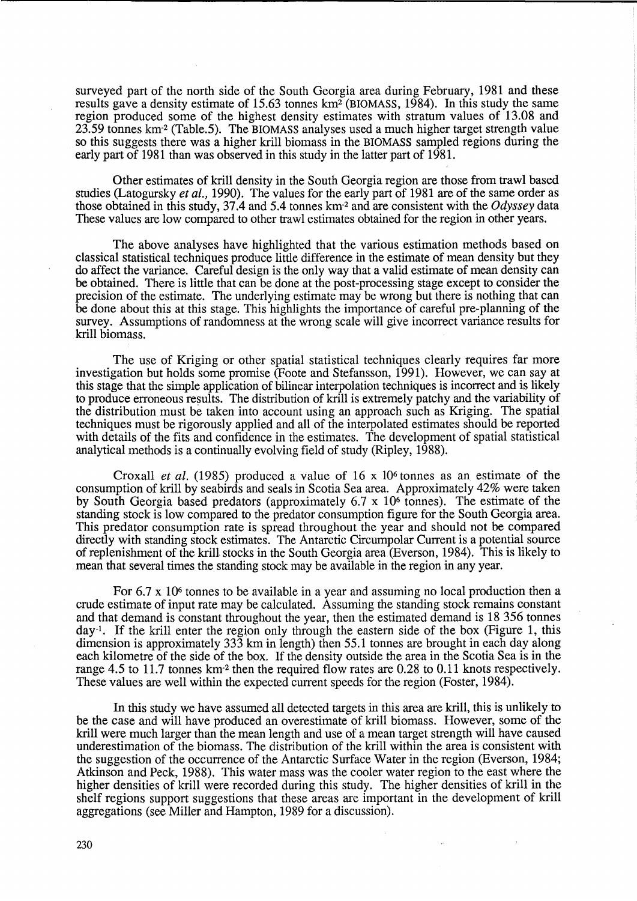surveyed part of the north side of the South Georgia area during February, 1981 and these results gave a density estimate of 15.63 tonnes km$^{2}$ (BIOMASS, 1984). In this study the same region produced some of the highest density estimates with stratum values of 13.08 and 23.59 tonnes km$^{-2}$ (Table.5). The BIOMASS analyses used a much higher target strength value so this suggests there was a higher krill biomass in the BIOMASS sampled regions during the early part of 1981 than was observed in this study in the latter part of 1981.

Other estimates of krill density in the South Georgia region are those from trawl based studies (Latogursky *et al.*, 1990). The values for the early part of 1981 are of the same order as those obtained in this study, 37.4 and 5.4 tonnes km$^{-2}$ and are consistent with the *Odyssey* data These values are low compared to other trawl estimates obtained for the region in other years.

The above analyses have highlighted that the various estimation methods based on classical statistical techniques produce little difference in the estimate of mean density but they do affect the variance. Careful design is the only way that a valid estimate of mean density can be obtained. There is little that can be done at the post-processing stage except to consider the precision of the estimate. The underlying estimate may be wrong but there is nothing that can be done about this at this stage. This highlights the importance of careful pre-planning of the survey. Assumptions of randomness at the wrong scale will give incorrect variance results for krill biomass.

The use of Kriging or other spatial statistical techniques clearly requires far more investigation but holds some promise (Foote and Stefansson, 1991). However, we can say at this stage that the simple application of bilinear interpolation techniques is incorrect and is likely to produce erroneous results. The distribution of krill is extremely patchy and the variability of the distribution must be taken into account using an approach such as Kriging. The spatial techniques must be rigorously applied and all of the interpolated estimates should be reported with details of the fits and confidence in the estimates. The development of spatial statistical analytical methods is a continually evolving field of study (Ripley, 1988).

Croxall *et al.* (1985) produced a value of 16 x $10^{6}$ tonnes as an estimate of the consumption of krill by seabirds and seals in Scotia Sea area. Approximately 42% were taken by South Georgia based predators (approximately 6.7 x $10^{6}$ tonnes). The estimate of the standing stock is low compared to the predator consumption figure for the South Georgia area. This predator consumption rate is spread throughout the year and should not be compared directly with standing stock estimates. The Antarctic Circumpolar Current is a potential source of replenishment of the krill stocks in the South Georgia area (Everson, 1984). This is likely to mean that several times the standing stock may be available in the region in any year.

For 6.7 x $10^{6}$ tonnes to be available in a year and assuming no local production then a crude estimate of input rate may be calculated. Assuming the standing stock remains constant and that demand is constant throughout the year, then the estimated demand is 18 356 tonnes day$^{-1}$. If the krill enter the region only through the eastern side of the box (Figure 1, this dimension is approximately 333 km in length) then 55.1 tonnes are brought in each day along each kilometre of the side of the box. If the density outside the area in the Scotia Sea is in the range 4.5 to 11.7 tonnes km$^{-2}$ then the required flow rates are 0.28 to 0.11 knots respectively. These values are well within the expected current speeds for the region (Foster, 1984).

In this study we have assumed all detected targets in this area are krill, this is unlikely to be the case and will have produced an overestimate of krill biomass. However, some of the krill were much larger than the mean length and use of a mean target strength will have caused underestimation of the biomass. The distribution of the krill within the area is consistent with the suggestion of the occurrence of the Antarctic Surface Water in the region (Everson, 1984; Atkinson and Peck, 1988). This water mass was the cooler water region to the east where the higher densities of krill were recorded during this study. The higher densities of krill in the shelf regions support suggestions that these areas are important in the development of krill aggregations (see Miller and Hampton, 1989 for a discussion).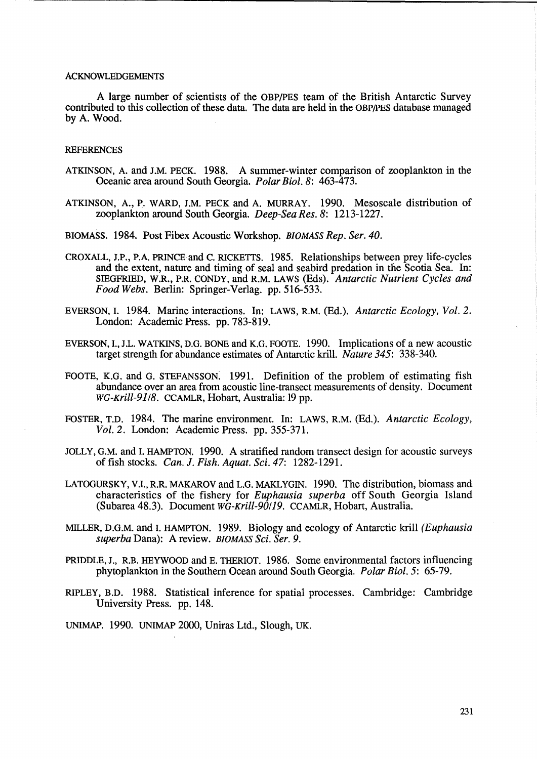## ACKNOWLEDGEMENTS

A large number of scientists of the OBP/PES team of the British Antarctic Survey contributed to this collection of these data. The data are held in the OBP/PES database managed by A. Wood.

## REFERENCES

ATKINSON, A. and J.M. PECK. 1988. A summer-winter comparison of zooplankton in the Oceanic area around South Georgia. *Polar Biol. 8*: 463-473.

ATKINSON, A., P. WARD, J.M. PECK and A. MURRAY. 1990. Mesoscale distribution of zooplankton around South Georgia. *Deep-Sea Res. 8*: 1213-1227.

BIOMASS. 1984. Post Fibex Acoustic Workshop. *BIOMASS Rep. Ser. 40*.

CROXALL, J.P., P.A. PRINCE and C. RICKETTS. 1985. Relationships between prey life-cycles and the extent, nature and timing of seal and seabird predation in the Scotia Sea. In: SIEGFRIED, W.R., P.R. CONDY, and R.M. LAWS (Eds). *Antarctic Nutrient Cycles and Food Webs*. Berlin: Springer-Verlag. pp. 516-533.

EVERSON, I. 1984. Marine interactions. In: LAWS, R.M. (Ed.). *Antarctic Ecology, Vol. 2*. London: Academic Press. pp. 783-819.

EVERSON, I., J.L. WATKINS, D.G. BONE and K.G. FOOTE. 1990. Implications of a new acoustic target strength for abundance estimates of Antarctic krill. *Nature 345*: 338-340.

FOOTE, K.G. and G. STEFANSSON. 1991. Definition of the problem of estimating fish abundance over an area from acoustic line-transect measurements of density. Document *WG-Krill-91/8*. CCAMLR, Hobart, Australia: 19 pp.

FOSTER, T.D. 1984. The marine environment. In: LAWS, R.M. (Ed.). *Antarctic Ecology, Vol. 2*. London: Academic Press. pp. 355-371.

JOLLY, G.M. and I. HAMPTON. 1990. A stratified random transect design for acoustic surveys of fish stocks. *Can. J. Fish. Aquat. Sci. 47*: 1282-1291.

LATOGURSKY, V.I., R.R. MAKAROV and L.G. MAKLYGIN. 1990. The distribution, biomass and characteristics of the fishery for *Euphausia superba* off South Georgia Island (Subarea 48.3). Document *WG-Krill-90/19*. CCAMLR, Hobart, Australia.

MILLER, D.G.M. and I. HAMPTON. 1989. Biology and ecology of Antarctic krill *(Euphausia superba* Dana): A review. *BIOMASS Sci. Ser. 9*.

PRIDDLE, J., R.B. HEYWOOD and E. THERIOT. 1986. Some environmental factors influencing phytoplankton in the Southern Ocean around South Georgia. *Polar Biol. 5*: 65-79.

RIPLEY, B.D. 1988. Statistical inference for spatial processes. Cambridge: Cambridge University Press. pp. 148.

UNIMAP. 1990. UNIMAP 2000, Uniras Ltd., Slough, UK.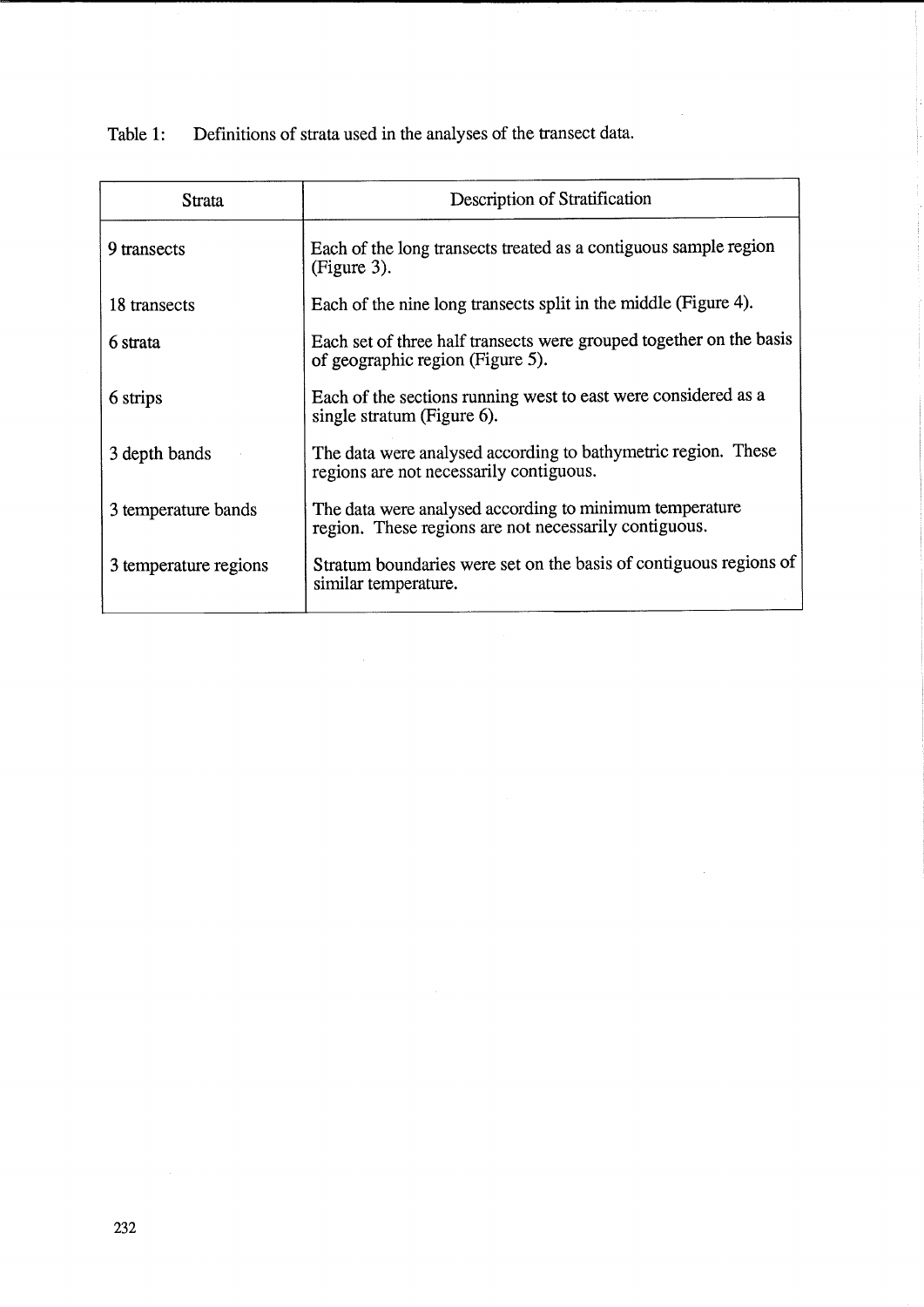Table 1: Definitions of strata used in the analyses of the transect data.

| Strata | Description of Stratification |
| --- | --- |
| 9 transects | Each of the long transects treated as a contiguous sample region (Figure 3). |
| 18 transects | Each of the nine long transects split in the middle (Figure 4). |
| 6 strata | Each set of three half transects were grouped together on the basis of geographic region (Figure 5). |
| 6 strips | Each of the sections running west to east were considered as a single stratum (Figure 6). |
| 3 depth bands | The data were analysed according to bathymetric region. These regions are not necessarily contiguous. |
| 3 temperature bands | The data were analysed according to minimum temperature region. These regions are not necessarily contiguous. |
| 3 temperature regions | Stratum boundaries were set on the basis of contiguous regions of similar temperature. |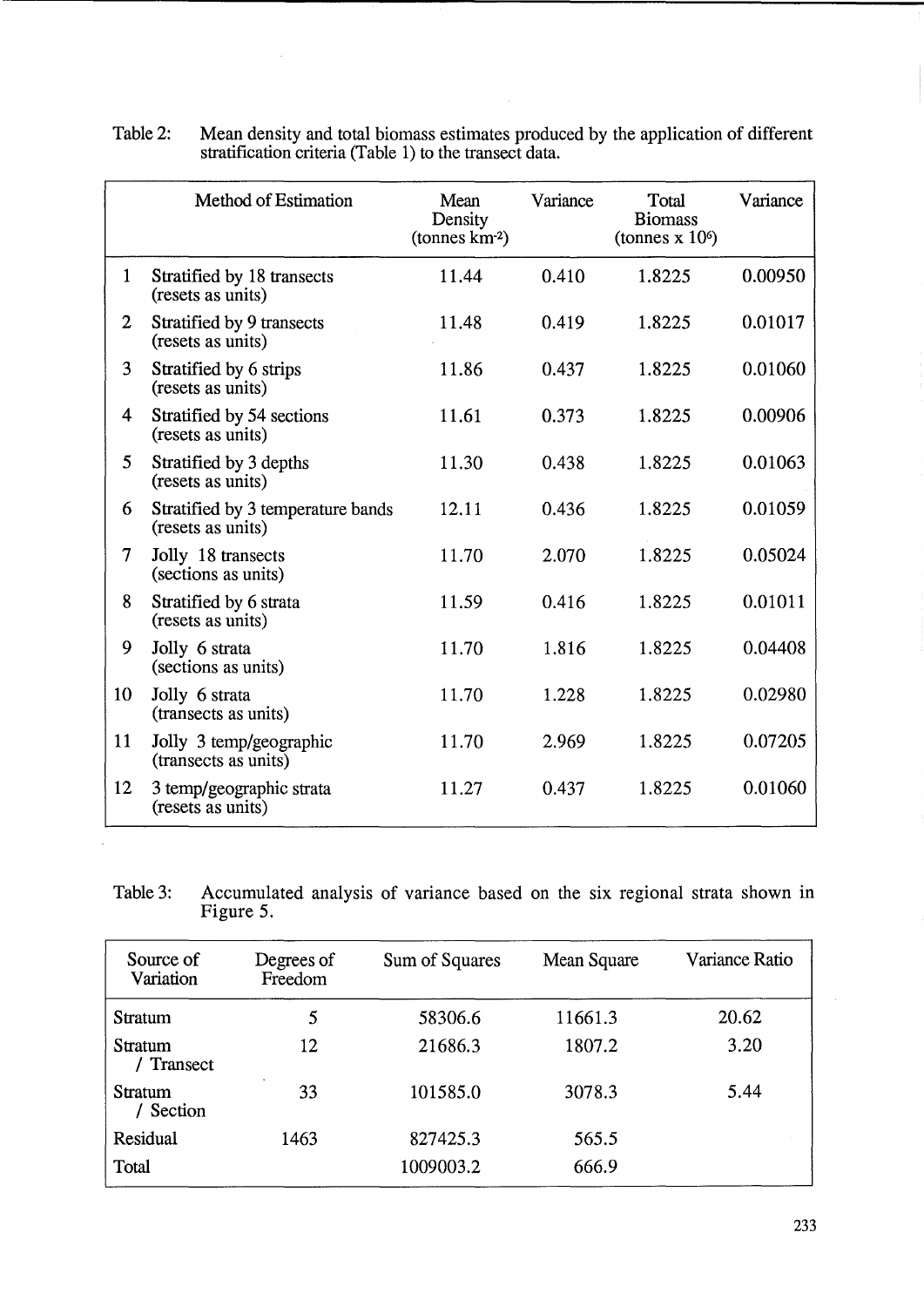Table 2: Mean density and total biomass estimates produced by the application of different stratification criteria (Table 1) to the transect data.

| | Method of Estimation | Mean Density (tonnes km$^{-2}$) | Variance | Total Biomass (tonnes x $10^6$) | Variance |
|---|---|---|---|---|---|
| 1 | Stratified by 18 transects (resets as units) | 11.44 | 0.410 | 1.8225 | 0.00950 |
| 2 | Stratified by 9 transects (resets as units) | 11.48 | 0.419 | 1.8225 | 0.01017 |
| 3 | Stratified by 6 strips (resets as units) | 11.86 | 0.437 | 1.8225 | 0.01060 |
| 4 | Stratified by 54 sections (resets as units) | 11.61 | 0.373 | 1.8225 | 0.00906 |
| 5 | Stratified by 3 depths (resets as units) | 11.30 | 0.438 | 1.8225 | 0.01063 |
| 6 | Stratified by 3 temperature bands (resets as units) | 12.11 | 0.436 | 1.8225 | 0.01059 |
| 7 | Jolly 18 transects (sections as units) | 11.70 | 2.070 | 1.8225 | 0.05024 |
| 8 | Stratified by 6 strata (resets as units) | 11.59 | 0.416 | 1.8225 | 0.01011 |
| 9 | Jolly 6 strata (sections as units) | 11.70 | 1.816 | 1.8225 | 0.04408 |
| 10 | Jolly 6 strata (transects as units) | 11.70 | 1.228 | 1.8225 | 0.02980 |
| 11 | Jolly 3 temp/geographic (transects as units) | 11.70 | 2.969 | 1.8225 | 0.07205 |
| 12 | 3 temp/geographic strata (resets as units) | 11.27 | 0.437 | 1.8225 | 0.01060 |

Table 3: Accumulated analysis of variance based on the six regional strata shown in Figure 5.

| Source of Variation | Degrees of Freedom | Sum of Squares | Mean Square | Variance Ratio |
|---|---|---|---|---|
| Stratum | 5 | 58306.6 | 11661.3 | 20.62 |
| Stratum / Transect | 12 | 21686.3 | 1807.2 | 3.20 |
| Stratum / Section | 33 | 101585.0 | 3078.3 | 5.44 |
| Residual | 1463 | 827425.3 | 565.5 | |
| Total | | 1009003.2 | 666.9 | |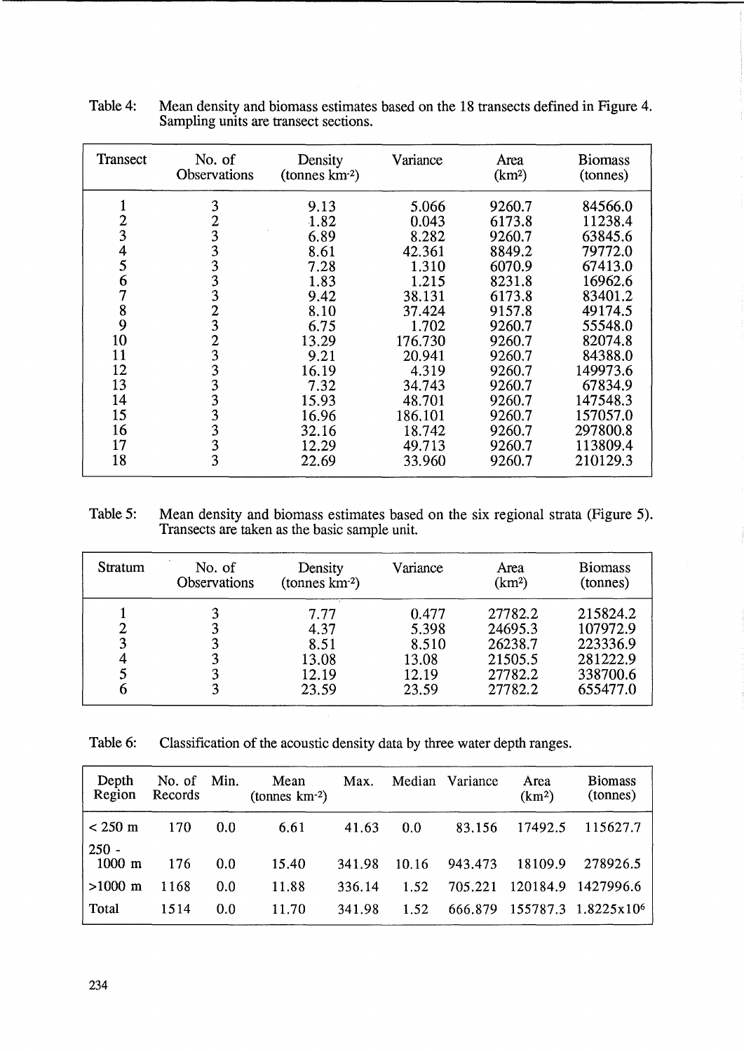Table 4: Mean density and biomass estimates based on the 18 transects defined in Figure 4. Sampling units are transect sections.

| Transect | No. of Observations | Density (tonnes km$^{-2}$) | Variance | Area (km$^2$) | Biomass (tonnes) |
|---|---|---|---|---|---|
| 1 | 3 | 9.13 | 5.066 | 9260.7 | 84566.0 |
| 2 | 2 | 1.82 | 0.043 | 6173.8 | 11238.4 |
| 3 | 3 | 6.89 | 8.282 | 9260.7 | 63845.6 |
| 4 | 3 | 8.61 | 42.361 | 8849.2 | 79772.0 |
| 5 | 3 | 7.28 | 1.310 | 6070.9 | 67413.0 |
| 6 | 3 | 1.83 | 1.215 | 8231.8 | 16962.6 |
| 7 | 3 | 9.42 | 38.131 | 6173.8 | 83401.2 |
| 8 | 2 | 8.10 | 37.424 | 9157.8 | 49174.5 |
| 9 | 3 | 6.75 | 1.702 | 9260.7 | 55548.0 |
| 10 | 2 | 13.29 | 176.730 | 9260.7 | 82074.8 |
| 11 | 3 | 9.21 | 20.941 | 9260.7 | 84388.0 |
| 12 | 3 | 16.19 | 4.319 | 9260.7 | 149973.6 |
| 13 | 3 | 7.32 | 34.743 | 9260.7 | 67834.9 |
| 14 | 3 | 15.93 | 48.701 | 9260.7 | 147548.3 |
| 15 | 3 | 16.96 | 186.101 | 9260.7 | 157057.0 |
| 16 | 3 | 32.16 | 18.742 | 9260.7 | 297800.8 |
| 17 | 3 | 12.29 | 49.713 | 9260.7 | 113809.4 |
| 18 | 3 | 22.69 | 33.960 | 9260.7 | 210129.3 |

Table 5: Mean density and biomass estimates based on the six regional strata (Figure 5). Transects are taken as the basic sample unit.

| Stratum | No. of Observations | Density (tonnes km$^{-2}$) | Variance | Area (km$^2$) | Biomass (tonnes) |
|---|---|---|---|---|---|
| 1 | 3 | 7.77 | 0.477 | 27782.2 | 215824.2 |
| 2 | 3 | 4.37 | 5.398 | 24695.3 | 107972.9 |
| 3 | 3 | 8.51 | 8.510 | 26238.7 | 223336.9 |
| 4 | 3 | 13.08 | 13.08 | 21505.5 | 281222.9 |
| 5 | 3 | 12.19 | 12.19 | 27782.2 | 338700.6 |
| 6 | 3 | 23.59 | 23.59 | 27782.2 | 655477.0 |

Table 6: Classification of the acoustic density data by three water depth ranges.

| Depth Region | No. of Records | Min. | Mean (tonnes km$^{-2}$) | Max. | Median | Variance | Area (km$^2$) | Biomass (tonnes) |
|---|---|---|---|---|---|---|---|---|
| < 250 m | 170 | 0.0 | 6.61 | 41.63 | 0.0 | 83.156 | 17492.5 | 115627.7 |
| 250 - 1000 m | 176 | 0.0 | 15.40 | 341.98 | 10.16 | 943.473 | 18109.9 | 278926.5 |
| >1000 m | 1168 | 0.0 | 11.88 | 336.14 | 1.52 | 705.221 | 120184.9 | 1427996.6 |
| Total | 1514 | 0.0 | 11.70 | 341.98 | 1.52 | 666.879 | 155787.3 | $1.8225 \times 10^6$ |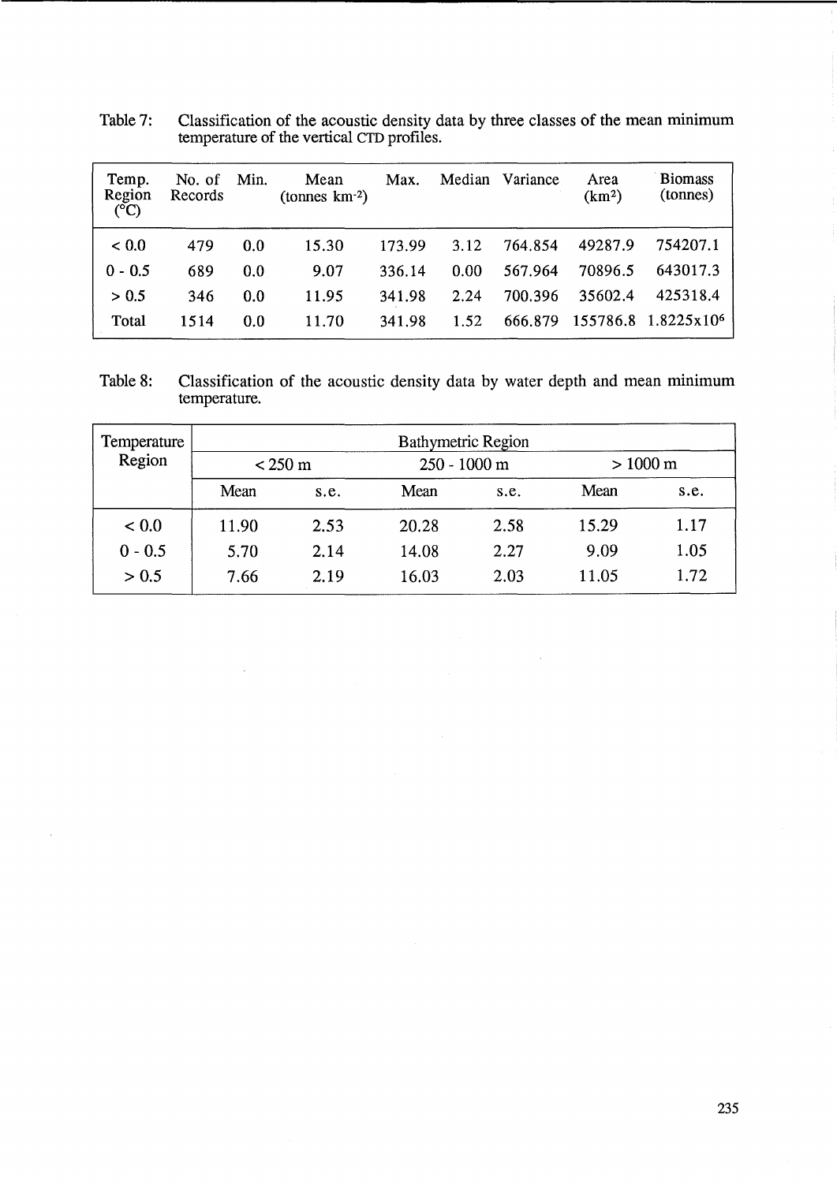Table 7: Classification of the acoustic density data by three classes of the mean minimum temperature of the vertical CTD profiles.

| Temp. Region (°C) | No. of Records | Min. | Mean (tonnes km$^{-2}$) | Max. | Median | Variance | Area (km$^2$) | Biomass (tonnes) |
|---|---|---|---|---|---|---|---|---|
| < 0.0 | 479 | 0.0 | 15.30 | 173.99 | 3.12 | 764.854 | 49287.9 | 754207.1 |
| 0 - 0.5 | 689 | 0.0 | 9.07 | 336.14 | 0.00 | 567.964 | 70896.5 | 643017.3 |
| > 0.5 | 346 | 0.0 | 11.95 | 341.98 | 2.24 | 700.396 | 35602.4 | 425318.4 |
| Total | 1514 | 0.0 | 11.70 | 341.98 | 1.52 | 666.879 | 155786.8 | $1.8225 \times 10^6$ |

Table 8: Classification of the acoustic density data by water depth and mean minimum temperature.

| Temperature Region | Bathymetric Region | | | | | |
|---|---|---|---|---|---|---|
| | < 250 m | | 250 - 1000 m | | > 1000 m | |
| | Mean | s.e. | Mean | s.e. | Mean | s.e. |
| < 0.0 | 11.90 | 2.53 | 20.28 | 2.58 | 15.29 | 1.17 |
| 0 - 0.5 | 5.70 | 2.14 | 14.08 | 2.27 | 9.09 | 1.05 |
| > 0.5 | 7.66 | 2.19 | 16.03 | 2.03 | 11.05 | 1.72 |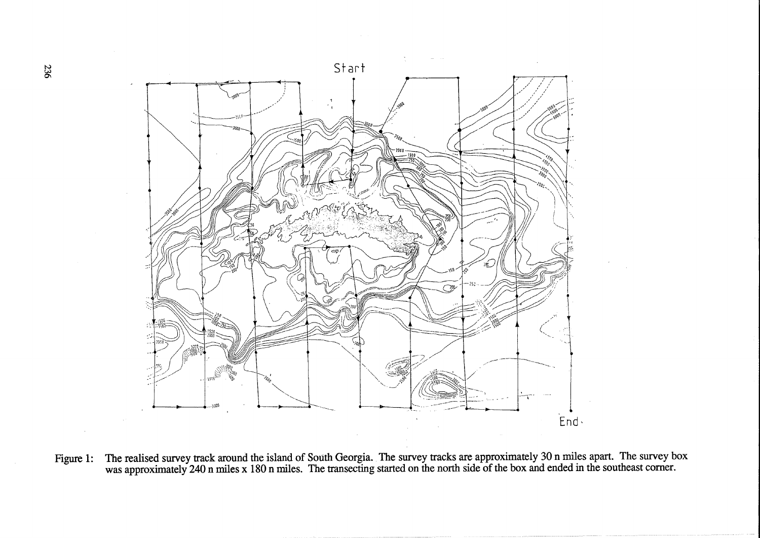Start

End

Figure 1: The realised survey track around the island of South Georgia. The survey tracks are approximately 30 n miles apart. The survey box was approximately 240 n miles x 180 n miles. The transecting started on the north side of the box and ended in the southeast corner.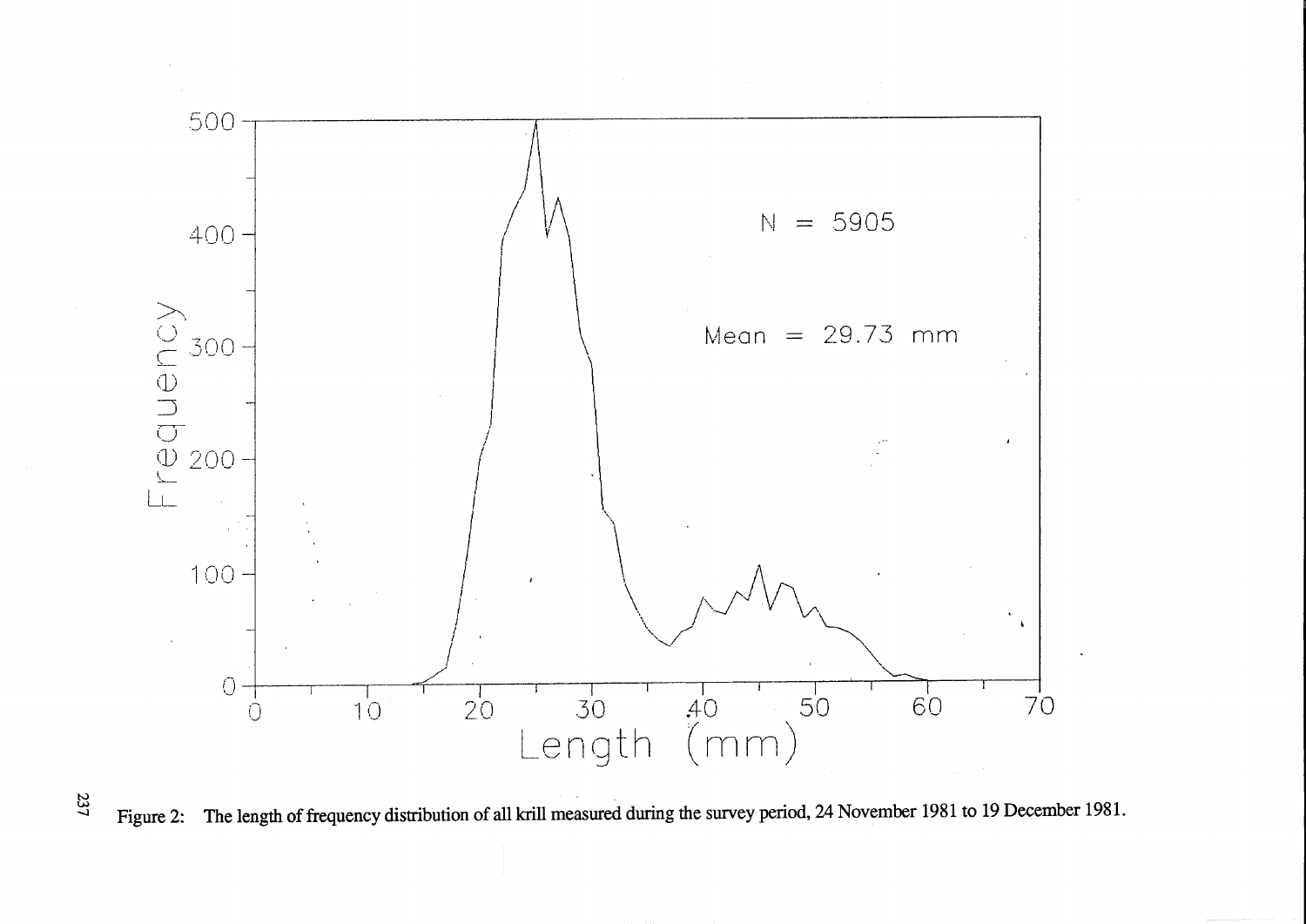Figure 2: The length of frequency distribution of all krill measured during the survey period, 24 November 1981 to 19 December 1981.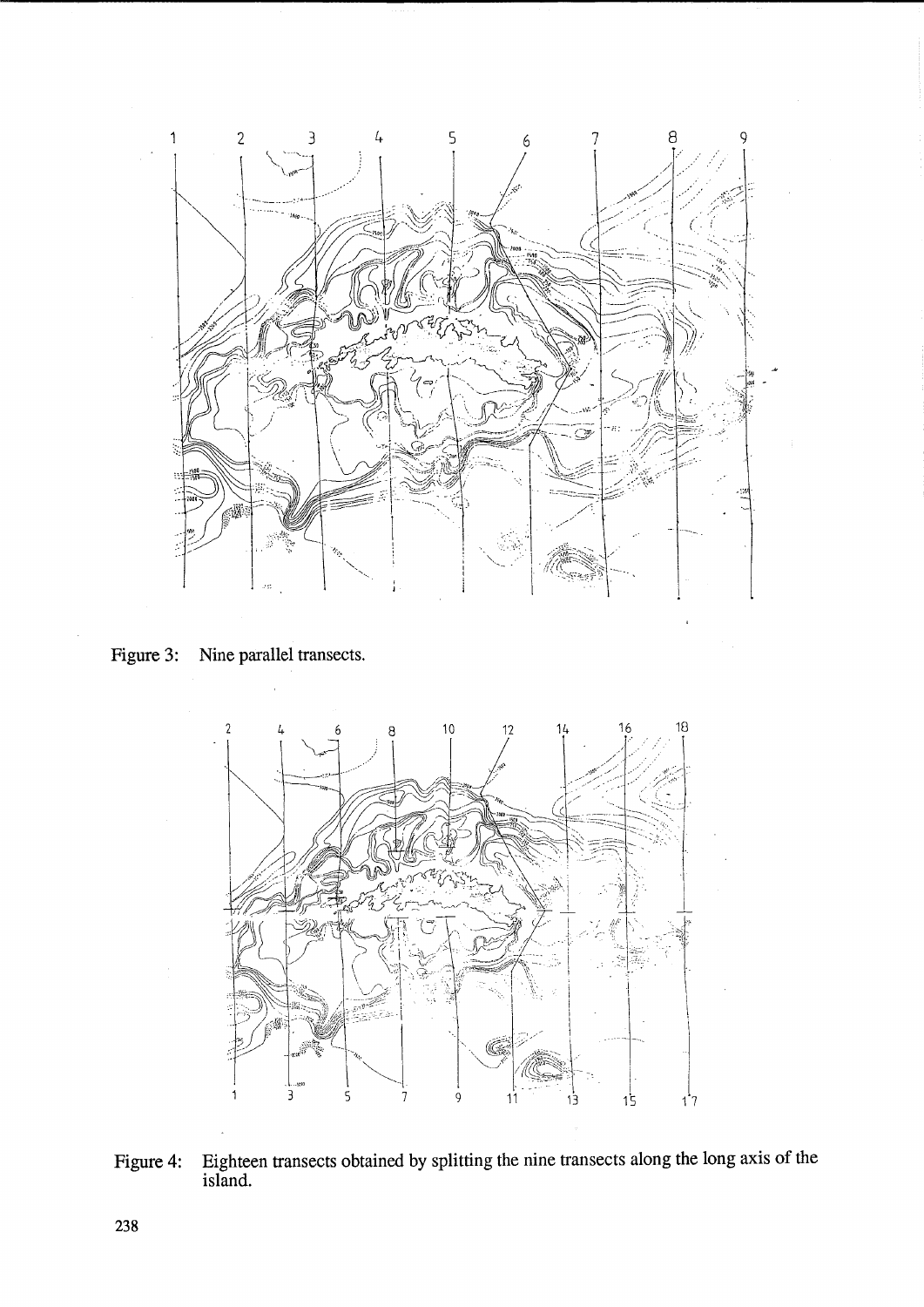Figure 3: Nine parallel transects.

Figure 4: Eighteen transects obtained by splitting the nine transects along the long axis of the island.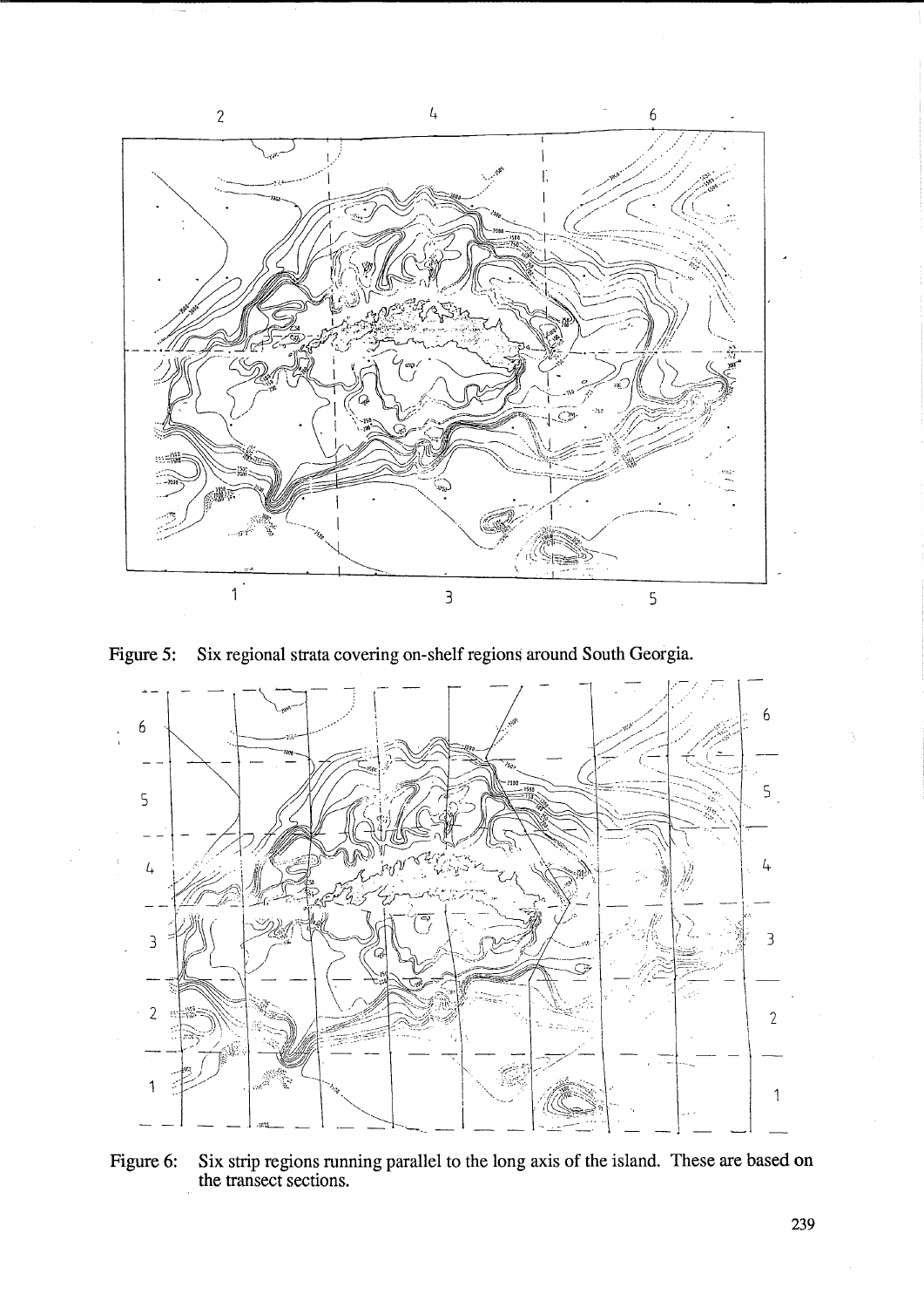Figure 5: Six regional strata covering on-shelf regions around South Georgia.

Figure 6: Six strip regions running parallel to the long axis of the island. These are based on the transect sections.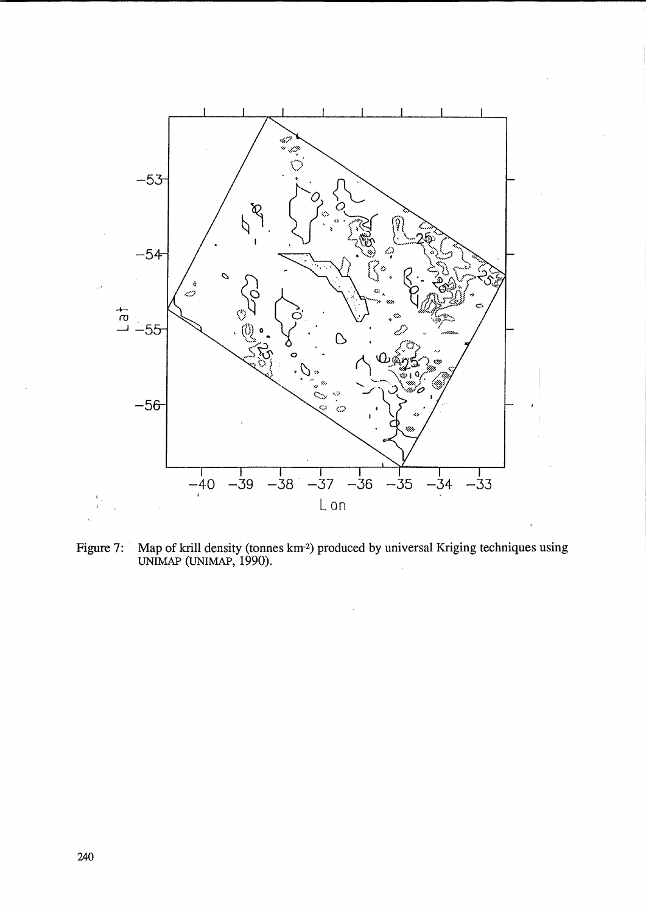Figure 7: Map of krill density (tonnes km-2) produced by universal Kriging techniques using UNIMAP (UNIMAP, 1990).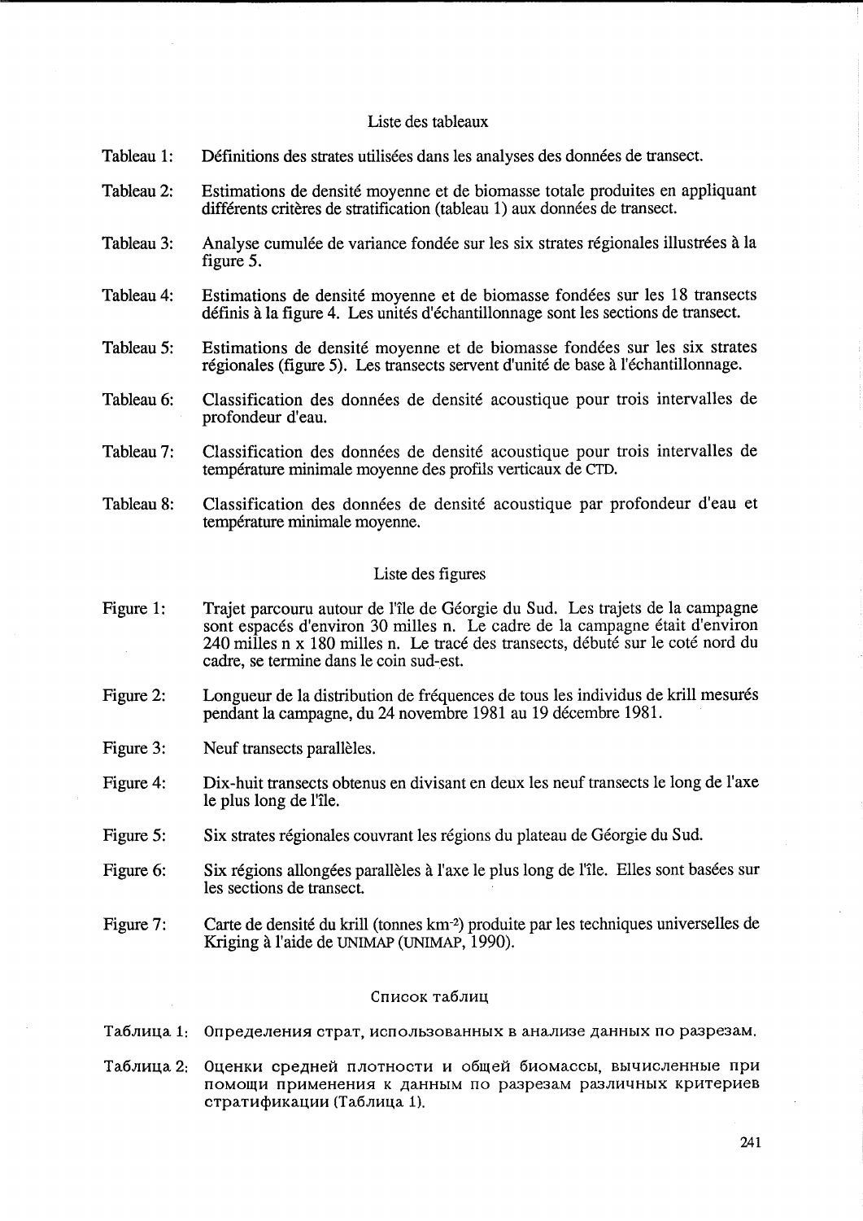## Liste des tableaux

Tableau 1: Définitions des strates utilisées dans les analyses des données de transect.

Tableau 2: Estimations de densité moyenne et de biomasse totale produites en appliquant différents critères de stratification (tableau 1) aux données de transect.

Tableau 3: Analyse cumulée de variance fondée sur les six strates régionales illustrées à la figure 5.

Tableau 4: Estimations de densité moyenne et de biomasse fondées sur les 18 transects définis à la figure 4. Les unités d'échantillonnage sont les sections de transect.

Tableau 5: Estimations de densité moyenne et de biomasse fondées sur les six strates régionales (figure 5). Les transects servent d'unité de base à l'échantillonnage.

Tableau 6: Classification des données de densité acoustique pour trois intervalles de profondeur d'eau.

Tableau 7: Classification des données de densité acoustique pour trois intervalles de température minimale moyenne des profils verticaux de CTD.

Tableau 8: Classification des données de densité acoustique par profondeur d'eau et température minimale moyenne.

## Liste des figures

Figure 1: Trajet parcouru autour de l'île de Géorgie du Sud. Les trajets de la campagne sont espacés d'environ 30 milles n. Le cadre de la campagne était d'environ 240 milles n x 180 milles n. Le tracé des transects, débuté sur le coté nord du cadre, se termine dans le coin sud-est.

Figure 2: Longueur de la distribution de fréquences de tous les individus de krill mesurés pendant la campagne, du 24 novembre 1981 au 19 décembre 1981.

Figure 3: Neuf transects parallèles.

Figure 4: Dix-huit transects obtenus en divisant en deux les neuf transects le long de l'axe le plus long de l'île.

Figure 5: Six strates régionales couvrant les régions du plateau de Géorgie du Sud.

Figure 6: Six régions allongées parallèles à l'axe le plus long de l'île. Elles sont basées sur les sections de transect.

Figure 7: Carte de densité du krill (tonnes km$^{-2}$) produite par les techniques universelles de Kriging à l'aide de UNIMAP (UNIMAP, 1990).

## Список таблиц

Таблица 1: Определения страт, использованных в анализе данных по разрезам.

Таблица 2: Оценки средней плотности и общей биомассы, вычисленные при помощи применения к данным по разрезам различных критериев стратификации (Таблица 1).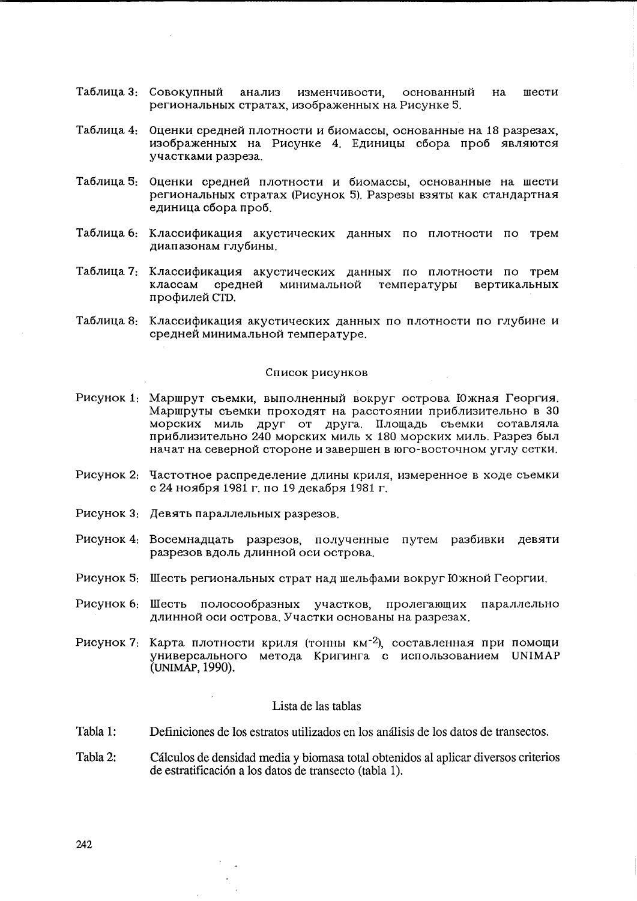Таблица 3: Совокупный анализ изменчивости, основанный на шести региональных стратах, изображенных на Рисунке 5.

Таблица 4: Оценки средней плотности и биомассы, основанные на 18 разрезах, изображенных на Рисунке 4. Единицы сбора проб являются участками разреза.

Таблица 5: Оценки средней плотности и биомассы, основанные на шести региональных стратах (Рисунок 5). Разрезы взяты как стандартная единица сбора проб.

Таблица 6: Классификация акустических данных по плотности по трем диапазонам глубины.

Таблица 7: Классификация акустических данных по плотности по трем классам средней минимальной температуры вертикальных профилей CTD.

Таблица 8: Классификация акустических данных по плотности по глубине и средней минимальной температуре.

## Список рисунков

Рисунок 1: Маршрут съемки, выполненный вокруг острова Южная Георгия. Маршруты съемки проходят на расстоянии приблизительно в 30 морских миль друг от друга. Площадь съемки сотавляла приблизительно 240 морских миль x 180 морских миль. Разрез был начат на северной стороне и завершен в юго-восточном углу сетки.

Рисунок 2: Частотное распределение длины криля, измеренное в ходе съемки с 24 ноября 1981 г. по 19 декабря 1981 г.

Рисунок 3: Девять параллельных разрезов.

Рисунок 4: Восемнадцать разрезов, полученные путем разбивки девяти разрезов вдоль длинной оси острова.

Рисунок 5: Шесть региональных страт над шельфами вокруг Южной Георгии.

Рисунок 6: Шесть полосообразных участков, пролегающих параллельно длинной оси острова. Участки основаны на разрезах.

Рисунок 7: Карта плотности криля (тонны км$^{-2}$), составленная при помощи универсального метода Кригинга с использованием UNIMAP (UNIMAP, 1990).

## Lista de las tablas

Tabla 1: Definiciones de los estratos utilizados en los análisis de los datos de transectos.

Tabla 2: Cálculos de densidad media y biomasa total obtenidos al aplicar diversos criterios de estratificación a los datos de transecto (tabla 1).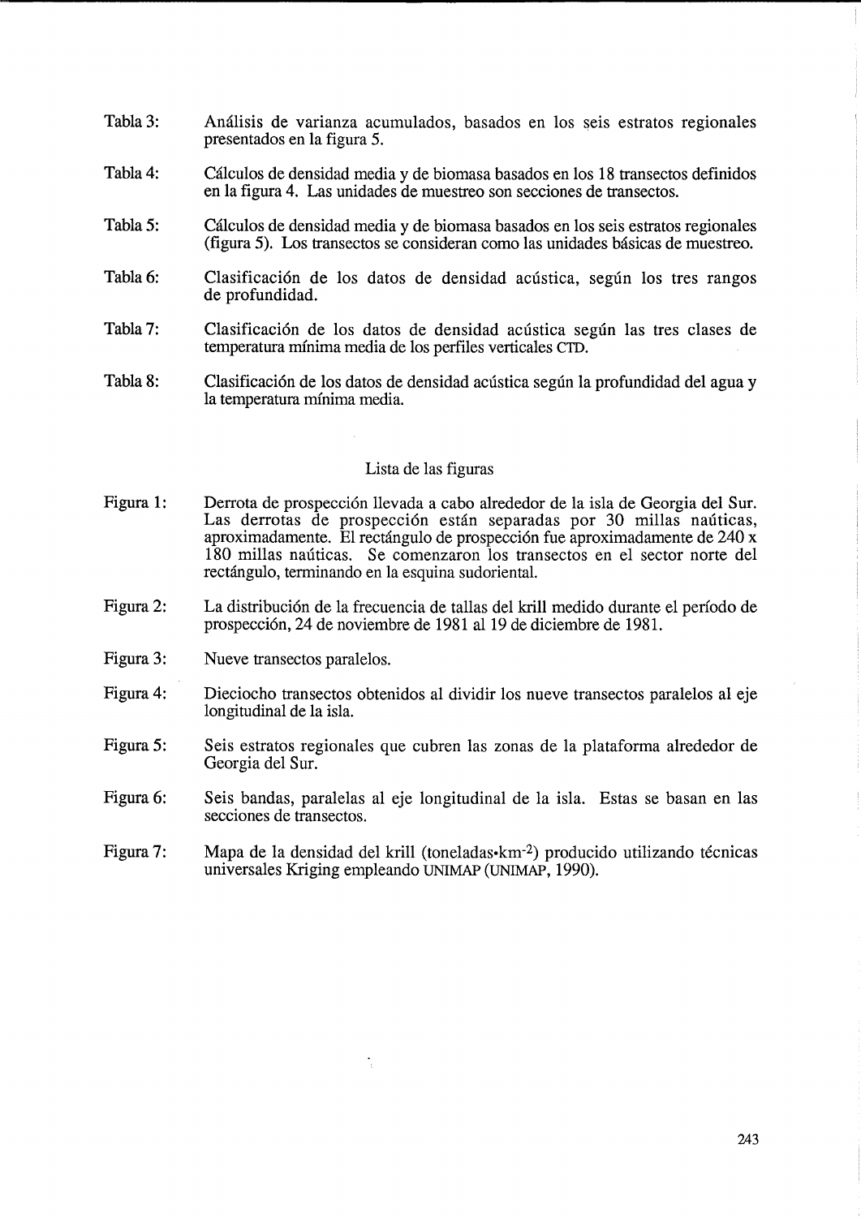Tabla 3: Análisis de varianza acumulados, basados en los seis estratos regionales presentados en la figura 5.

Tabla 4: Cálculos de densidad media y de biomasa basados en los 18 transectos definidos en la figura 4. Las unidades de muestreo son secciones de transectos.

Tabla 5: Cálculos de densidad media y de biomasa basados en los seis estratos regionales (figura 5). Los transectos se consideran como las unidades básicas de muestreo.

Tabla 6: Clasificación de los datos de densidad acústica, según los tres rangos de profundidad.

Tabla 7: Clasificación de los datos de densidad acústica según las tres clases de temperatura mínima media de los perfiles verticales CTD.

Tabla 8: Clasificación de los datos de densidad acústica según la profundidad del agua y la temperatura mínima media.

## Lista de las figuras

Figura 1: Derrota de prospección llevada a cabo alrededor de la isla de Georgia del Sur. Las derrotas de prospección están separadas por 30 millas naúticas, aproximadamente. El rectángulo de prospección fue aproximadamente de 240 x 180 millas naúticas. Se comenzaron los transectos en el sector norte del rectángulo, terminando en la esquina sudoriental.

Figura 2: La distribución de la frecuencia de tallas del krill medido durante el período de prospección, 24 de noviembre de 1981 al 19 de diciembre de 1981.

Figura 3: Nueve transectos paralelos.

Figura 4: Dieciocho transectos obtenidos al dividir los nueve transectos paralelos al eje longitudinal de la isla.

Figura 5: Seis estratos regionales que cubren las zonas de la plataforma alrededor de Georgia del Sur.

Figura 6: Seis bandas, paralelas al eje longitudinal de la isla. Estas se basan en las secciones de transectos.

Figura 7: Mapa de la densidad del krill (toneladas•km$^{-2}$) producido utilizando técnicas universales Kriging empleando UNIMAP (UNIMAP, 1990).